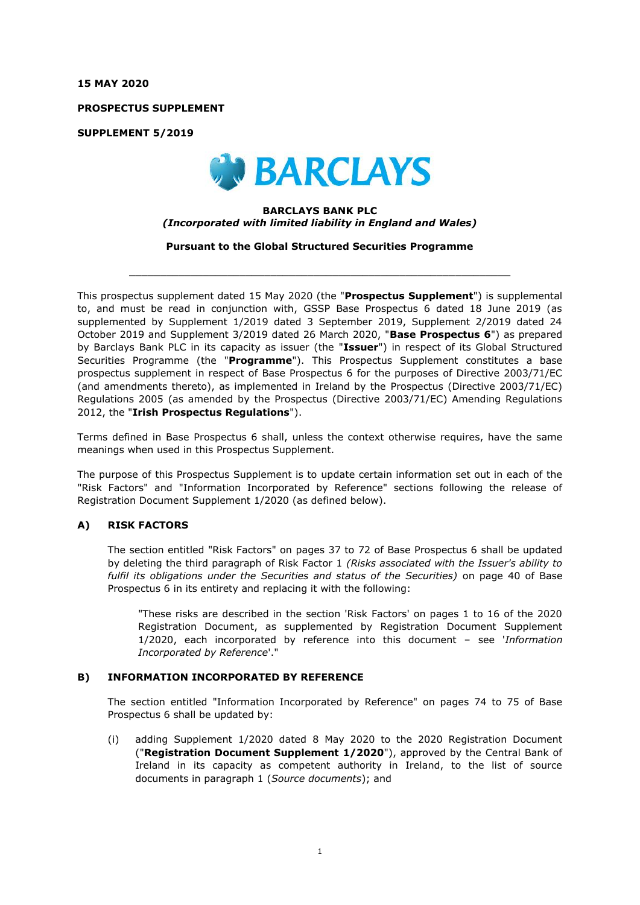**15 MAY 2020**

**PROSPECTUS SUPPLEMENT**

**SUPPLEMENT 5/2019**

BARCLAYS

**BARCLAYS BANK PLC**
***(Incorporated with limited liability in England and Wales)***

**Pursuant to the Global Structured Securities Programme**

---

This prospectus supplement dated 15 May 2020 (the "**Prospectus Supplement**") is supplemental to, and must be read in conjunction with, GSSP Base Prospectus 6 dated 18 June 2019 (as supplemented by Supplement 1/2019 dated 3 September 2019, Supplement 2/2019 dated 24 October 2019 and Supplement 3/2019 dated 26 March 2020, "**Base Prospectus 6**") as prepared by Barclays Bank PLC in its capacity as issuer (the "**Issuer**") in respect of its Global Structured Securities Programme (the "**Programme**"). This Prospectus Supplement constitutes a base prospectus supplement in respect of Base Prospectus 6 for the purposes of Directive 2003/71/EC (and amendments thereto), as implemented in Ireland by the Prospectus (Directive 2003/71/EC) Regulations 2005 (as amended by the Prospectus (Directive 2003/71/EC) Amending Regulations 2012, the "**Irish Prospectus Regulations**").

Terms defined in Base Prospectus 6 shall, unless the context otherwise requires, have the same meanings when used in this Prospectus Supplement.

The purpose of this Prospectus Supplement is to update certain information set out in each of the "Risk Factors" and "Information Incorporated by Reference" sections following the release of Registration Document Supplement 1/2020 (as defined below).

## A) RISK FACTORS

The section entitled "Risk Factors" on pages 37 to 72 of Base Prospectus 6 shall be updated by deleting the third paragraph of Risk Factor 1 *(Risks associated with the Issuer's ability to fulfil its obligations under the Securities and status of the Securities)* on page 40 of Base Prospectus 6 in its entirety and replacing it with the following:

> "These risks are described in the section 'Risk Factors' on pages 1 to 16 of the 2020 Registration Document, as supplemented by Registration Document Supplement 1/2020, each incorporated by reference into this document – see '*Information Incorporated by Reference*'."

## B) INFORMATION INCORPORATED BY REFERENCE

The section entitled "Information Incorporated by Reference" on pages 74 to 75 of Base Prospectus 6 shall be updated by:

(i) adding Supplement 1/2020 dated 8 May 2020 to the 2020 Registration Document ("**Registration Document Supplement 1/2020**"), approved by the Central Bank of Ireland in its capacity as competent authority in Ireland, to the list of source documents in paragraph 1 (*Source documents*); and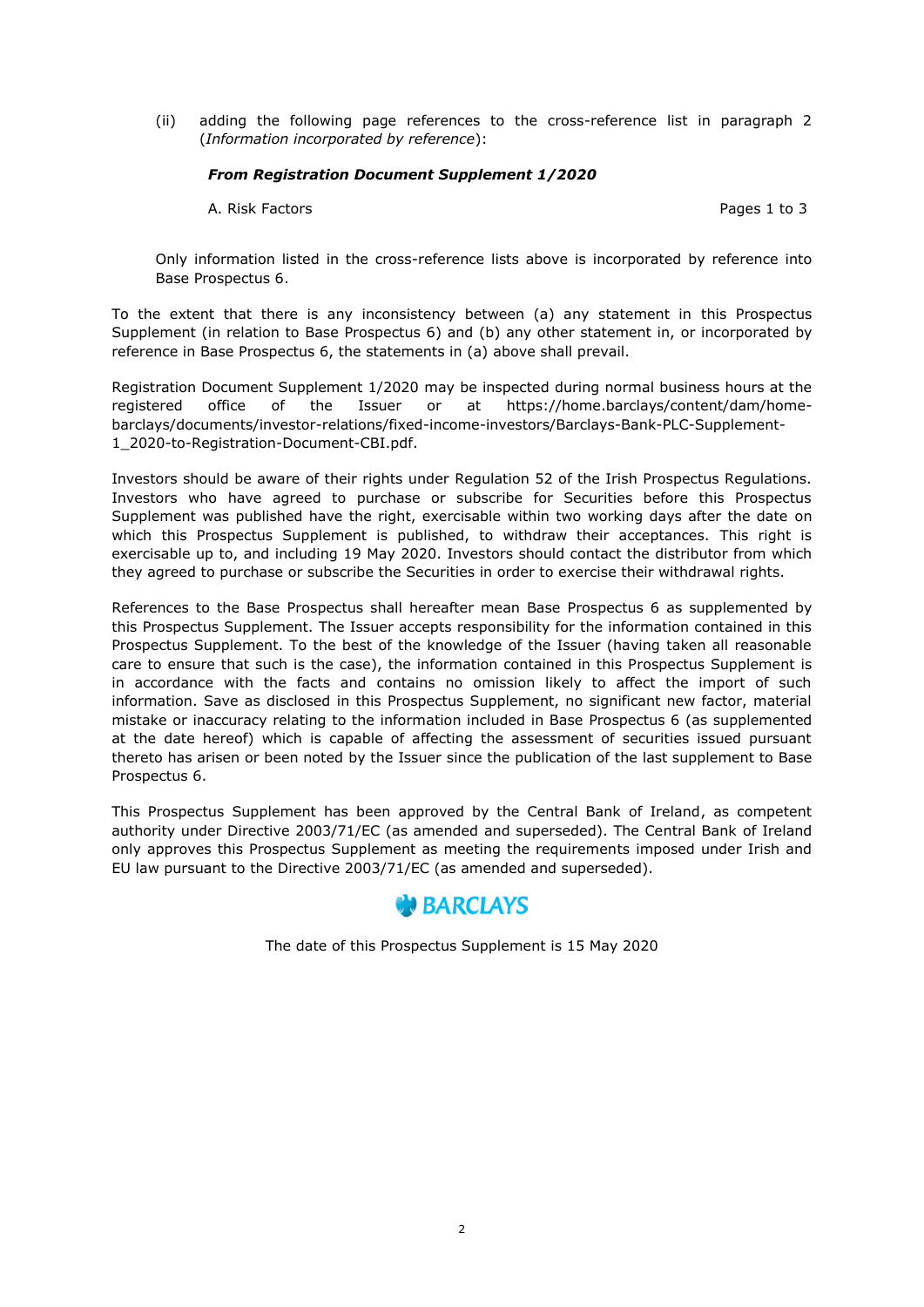(ii) adding the following page references to the cross-reference list in paragraph 2 (*Information incorporated by reference*):

***From Registration Document Supplement 1/2020***

| | |
|---|---|
| A. Risk Factors | Pages 1 to 3 |

Only information listed in the cross-reference lists above is incorporated by reference into Base Prospectus 6.

To the extent that there is any inconsistency between (a) any statement in this Prospectus Supplement (in relation to Base Prospectus 6) and (b) any other statement in, or incorporated by reference in Base Prospectus 6, the statements in (a) above shall prevail.

Registration Document Supplement 1/2020 may be inspected during normal business hours at the registered office of the Issuer or at https://home.barclays/content/dam/home-barclays/documents/investor-relations/fixed-income-investors/Barclays-Bank-PLC-Supplement-1_2020-to-Registration-Document-CBI.pdf.

Investors should be aware of their rights under Regulation 52 of the Irish Prospectus Regulations. Investors who have agreed to purchase or subscribe for Securities before this Prospectus Supplement was published have the right, exercisable within two working days after the date on which this Prospectus Supplement is published, to withdraw their acceptances. This right is exercisable up to, and including 19 May 2020. Investors should contact the distributor from which they agreed to purchase or subscribe the Securities in order to exercise their withdrawal rights.

References to the Base Prospectus shall hereafter mean Base Prospectus 6 as supplemented by this Prospectus Supplement. The Issuer accepts responsibility for the information contained in this Prospectus Supplement. To the best of the knowledge of the Issuer (having taken all reasonable care to ensure that such is the case), the information contained in this Prospectus Supplement is in accordance with the facts and contains no omission likely to affect the import of such information. Save as disclosed in this Prospectus Supplement, no significant new factor, material mistake or inaccuracy relating to the information included in Base Prospectus 6 (as supplemented at the date hereof) which is capable of affecting the assessment of securities issued pursuant thereto has arisen or been noted by the Issuer since the publication of the last supplement to Base Prospectus 6.

This Prospectus Supplement has been approved by the Central Bank of Ireland, as competent authority under Directive 2003/71/EC (as amended and superseded). The Central Bank of Ireland only approves this Prospectus Supplement as meeting the requirements imposed under Irish and EU law pursuant to the Directive 2003/71/EC (as amended and superseded).

BARCLAYS

The date of this Prospectus Supplement is 15 May 2020